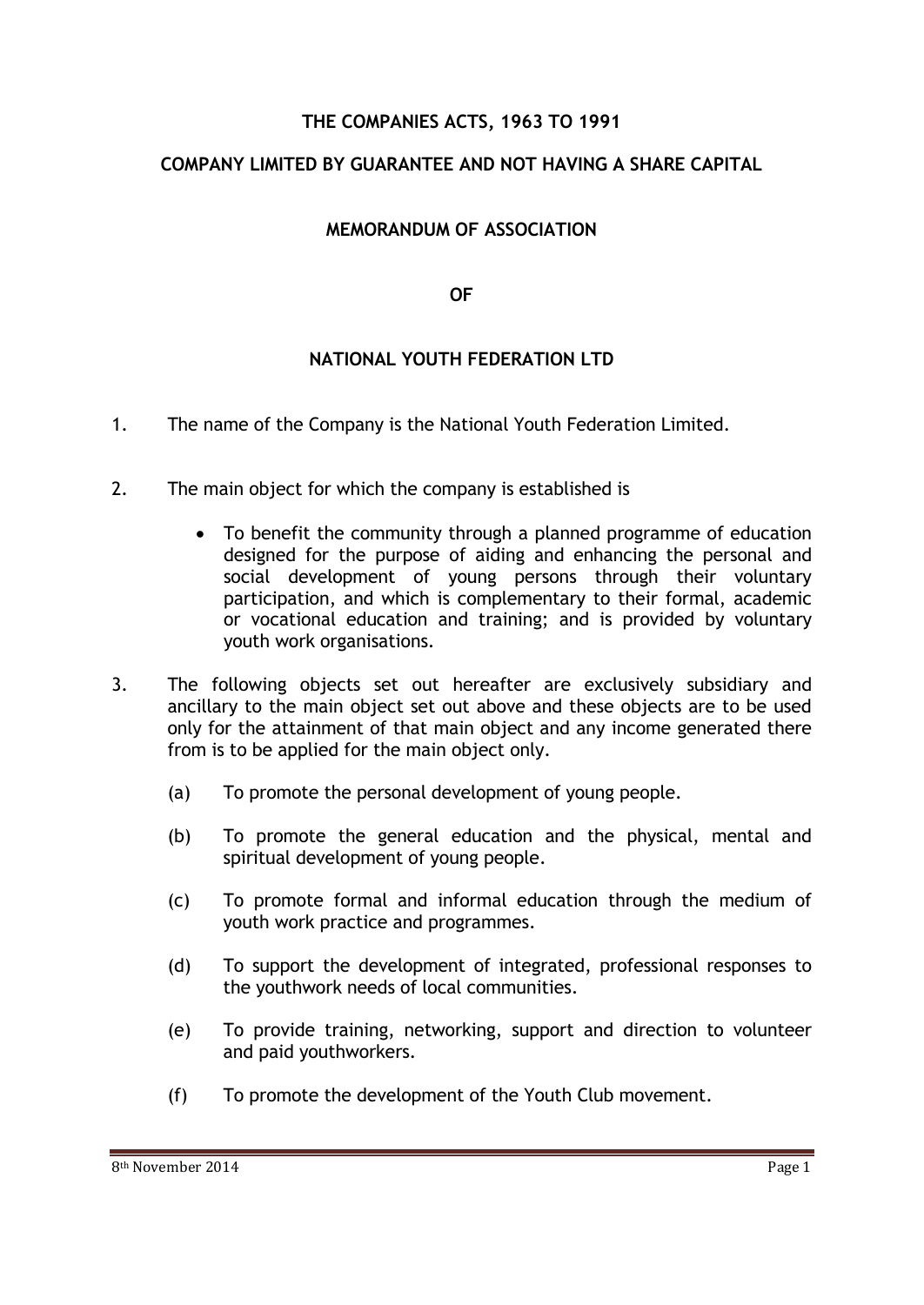**THE COMPANIES ACTS, 1963 TO 1991**

**COMPANY LIMITED BY GUARANTEE AND NOT HAVING A SHARE CAPITAL**

**MEMORANDUM OF ASSOCIATION**

**OF**

**NATIONAL YOUTH FEDERATION LTD**

1. The name of the Company is the National Youth Federation Limited.

2. The main object for which the company is established is

   - To benefit the community through a planned programme of education designed for the purpose of aiding and enhancing the personal and social development of young persons through their voluntary participation, and which is complementary to their formal, academic or vocational education and training; and is provided by voluntary youth work organisations.

3. The following objects set out hereafter are exclusively subsidiary and ancillary to the main object set out above and these objects are to be used only for the attainment of that main object and any income generated there from is to be applied for the main object only.

   (a) To promote the personal development of young people.

   (b) To promote the general education and the physical, mental and spiritual development of young people.

   (c) To promote formal and informal education through the medium of youth work practice and programmes.

   (d) To support the development of integrated, professional responses to the youthwork needs of local communities.

   (e) To provide training, networking, support and direction to volunteer and paid youthworkers.

   (f) To promote the development of the Youth Club movement.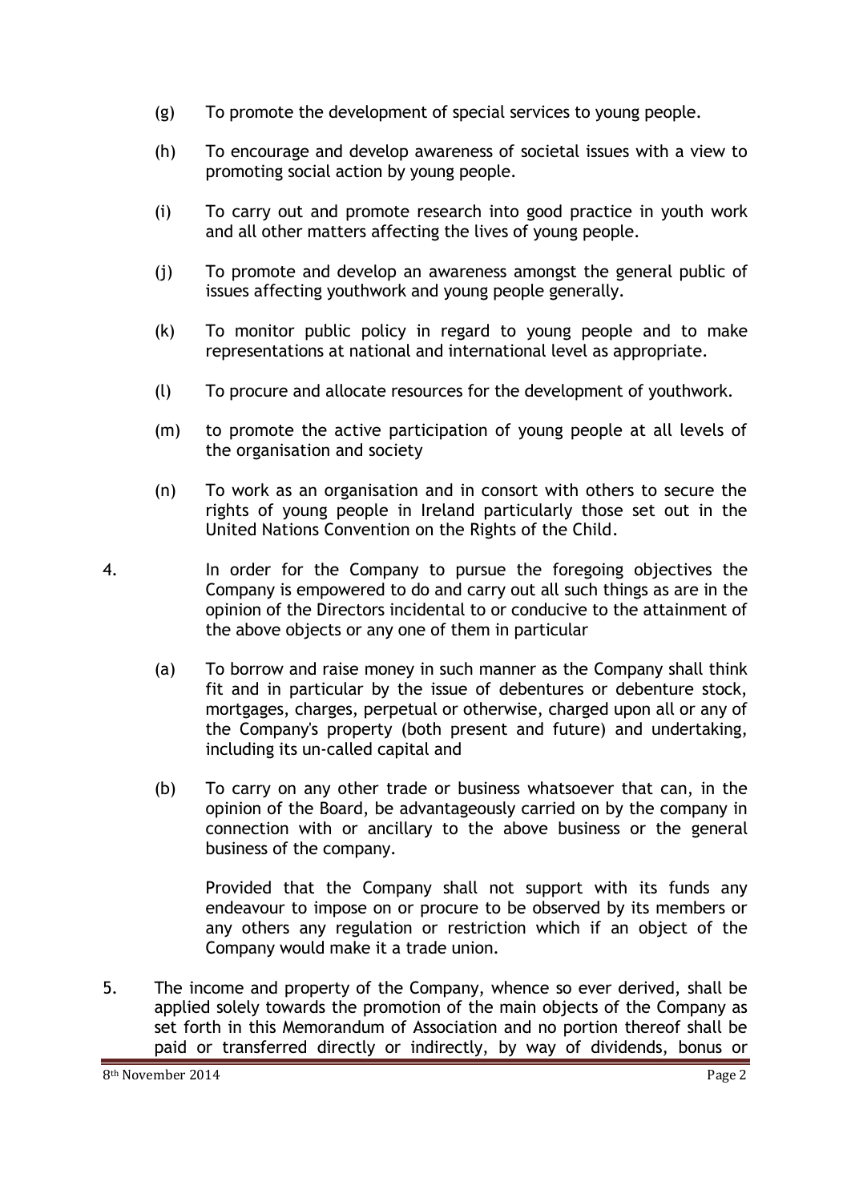(g) To promote the development of special services to young people.

(h) To encourage and develop awareness of societal issues with a view to promoting social action by young people.

(i) To carry out and promote research into good practice in youth work and all other matters affecting the lives of young people.

(j) To promote and develop an awareness amongst the general public of issues affecting youthwork and young people generally.

(k) To monitor public policy in regard to young people and to make representations at national and international level as appropriate.

(l) To procure and allocate resources for the development of youthwork.

(m) to promote the active participation of young people at all levels of the organisation and society

(n) To work as an organisation and in consort with others to secure the rights of young people in Ireland particularly those set out in the United Nations Convention on the Rights of the Child.

4. In order for the Company to pursue the foregoing objectives the Company is empowered to do and carry out all such things as are in the opinion of the Directors incidental to or conducive to the attainment of the above objects or any one of them in particular

(a) To borrow and raise money in such manner as the Company shall think fit and in particular by the issue of debentures or debenture stock, mortgages, charges, perpetual or otherwise, charged upon all or any of the Company's property (both present and future) and undertaking, including its un-called capital and

(b) To carry on any other trade or business whatsoever that can, in the opinion of the Board, be advantageously carried on by the company in connection with or ancillary to the above business or the general business of the company.

Provided that the Company shall not support with its funds any endeavour to impose on or procure to be observed by its members or any others any regulation or restriction which if an object of the Company would make it a trade union.

5. The income and property of the Company, whence so ever derived, shall be applied solely towards the promotion of the main objects of the Company as set forth in this Memorandum of Association and no portion thereof shall be paid or transferred directly or indirectly, by way of dividends, bonus or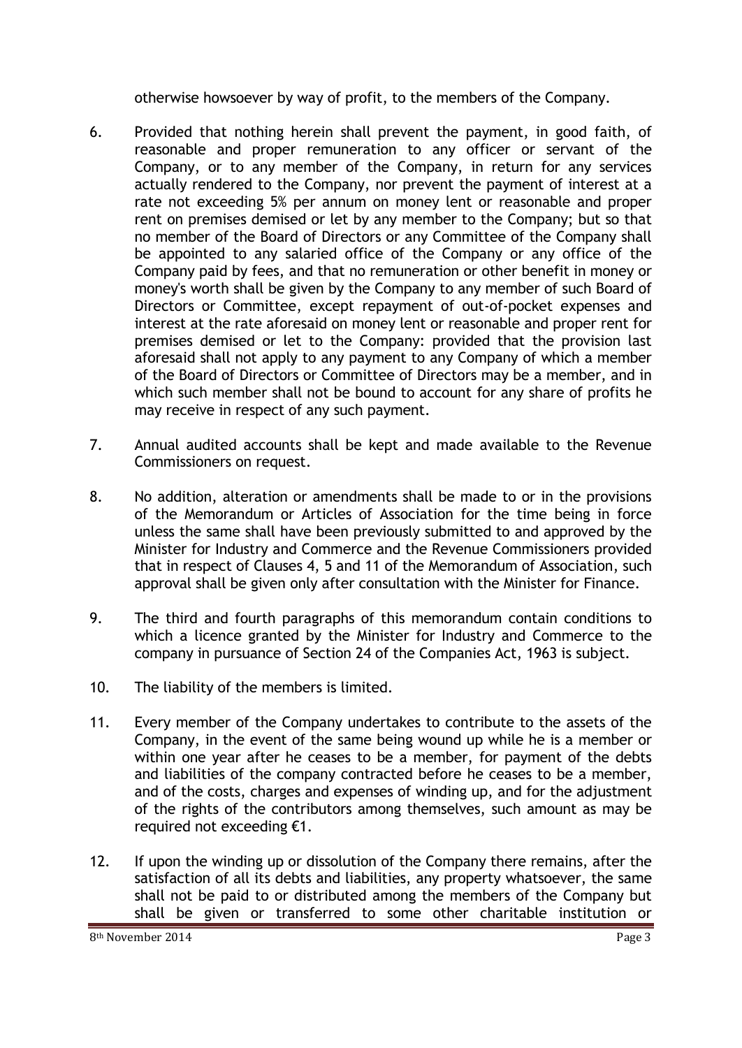otherwise howsoever by way of profit, to the members of the Company.

6. Provided that nothing herein shall prevent the payment, in good faith, of reasonable and proper remuneration to any officer or servant of the Company, or to any member of the Company, in return for any services actually rendered to the Company, nor prevent the payment of interest at a rate not exceeding 5% per annum on money lent or reasonable and proper rent on premises demised or let by any member to the Company; but so that no member of the Board of Directors or any Committee of the Company shall be appointed to any salaried office of the Company or any office of the Company paid by fees, and that no remuneration or other benefit in money or money's worth shall be given by the Company to any member of such Board of Directors or Committee, except repayment of out-of-pocket expenses and interest at the rate aforesaid on money lent or reasonable and proper rent for premises demised or let to the Company: provided that the provision last aforesaid shall not apply to any payment to any Company of which a member of the Board of Directors or Committee of Directors may be a member, and in which such member shall not be bound to account for any share of profits he may receive in respect of any such payment.

7. Annual audited accounts shall be kept and made available to the Revenue Commissioners on request.

8. No addition, alteration or amendments shall be made to or in the provisions of the Memorandum or Articles of Association for the time being in force unless the same shall have been previously submitted to and approved by the Minister for Industry and Commerce and the Revenue Commissioners provided that in respect of Clauses 4, 5 and 11 of the Memorandum of Association, such approval shall be given only after consultation with the Minister for Finance.

9. The third and fourth paragraphs of this memorandum contain conditions to which a licence granted by the Minister for Industry and Commerce to the company in pursuance of Section 24 of the Companies Act, 1963 is subject.

10. The liability of the members is limited.

11. Every member of the Company undertakes to contribute to the assets of the Company, in the event of the same being wound up while he is a member or within one year after he ceases to be a member, for payment of the debts and liabilities of the company contracted before he ceases to be a member, and of the costs, charges and expenses of winding up, and for the adjustment of the rights of the contributors among themselves, such amount as may be required not exceeding €1.

12. If upon the winding up or dissolution of the Company there remains, after the satisfaction of all its debts and liabilities, any property whatsoever, the same shall not be paid to or distributed among the members of the Company but shall be given or transferred to some other charitable institution or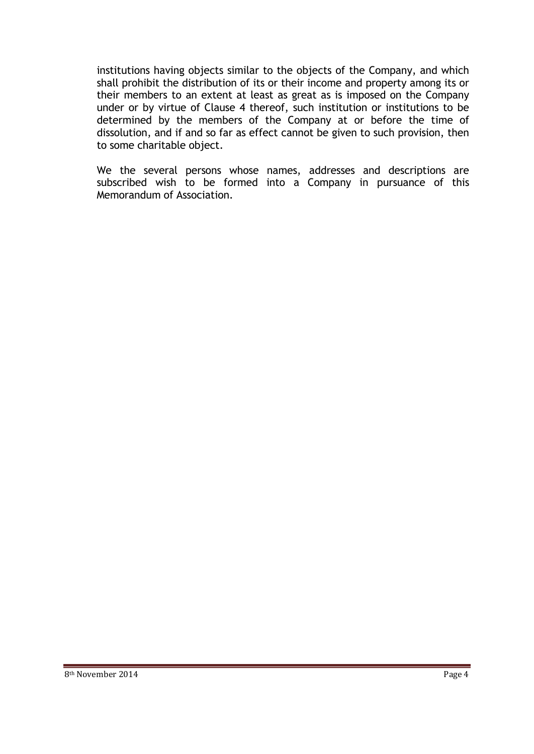institutions having objects similar to the objects of the Company, and which shall prohibit the distribution of its or their income and property among its or their members to an extent at least as great as is imposed on the Company under or by virtue of Clause 4 thereof, such institution or institutions to be determined by the members of the Company at or before the time of dissolution, and if and so far as effect cannot be given to such provision, then to some charitable object.

We the several persons whose names, addresses and descriptions are subscribed wish to be formed into a Company in pursuance of this Memorandum of Association.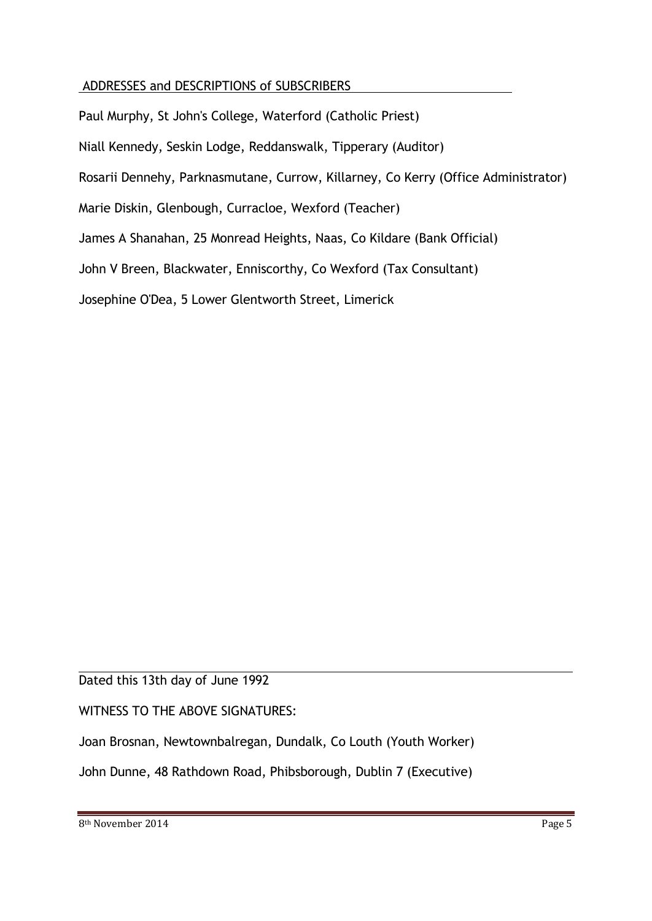## ADDRESSES and DESCRIPTIONS of SUBSCRIBERS

Paul Murphy, St John's College, Waterford (Catholic Priest)

Niall Kennedy, Seskin Lodge, Reddanswalk, Tipperary (Auditor)

Rosarii Dennehy, Parknasmutane, Currow, Killarney, Co Kerry (Office Administrator)

Marie Diskin, Glenbough, Curracloe, Wexford (Teacher)

James A Shanahan, 25 Monread Heights, Naas, Co Kildare (Bank Official)

John V Breen, Blackwater, Enniscorthy, Co Wexford (Tax Consultant)

Josephine O'Dea, 5 Lower Glentworth Street, Limerick

---

Dated this 13th day of June 1992

WITNESS TO THE ABOVE SIGNATURES:

Joan Brosnan, Newtownbalregan, Dundalk, Co Louth (Youth Worker)

John Dunne, 48 Rathdown Road, Phibsborough, Dublin 7 (Executive)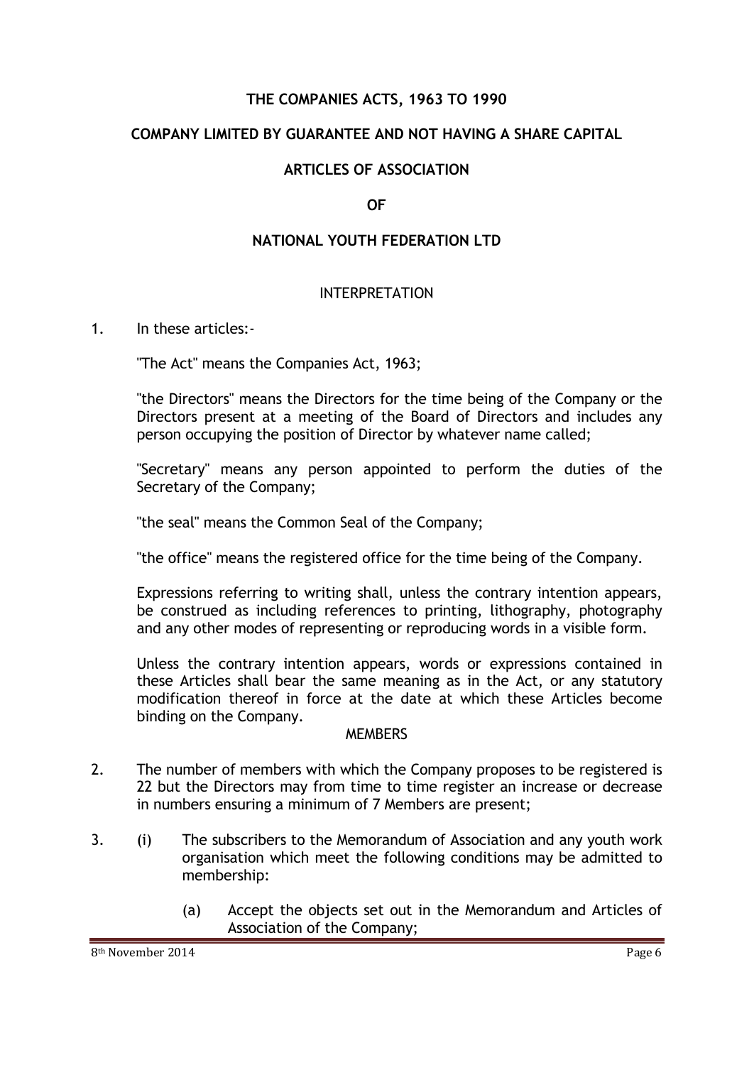# THE COMPANIES ACTS, 1963 TO 1990

## COMPANY LIMITED BY GUARANTEE AND NOT HAVING A SHARE CAPITAL

## ARTICLES OF ASSOCIATION

## OF

## NATIONAL YOUTH FEDERATION LTD

### INTERPRETATION

1. In these articles:-

   "The Act" means the Companies Act, 1963;

   "the Directors" means the Directors for the time being of the Company or the Directors present at a meeting of the Board of Directors and includes any person occupying the position of Director by whatever name called;

   "Secretary" means any person appointed to perform the duties of the Secretary of the Company;

   "the seal" means the Common Seal of the Company;

   "the office" means the registered office for the time being of the Company.

   Expressions referring to writing shall, unless the contrary intention appears, be construed as including references to printing, lithography, photography and any other modes of representing or reproducing words in a visible form.

   Unless the contrary intention appears, words or expressions contained in these Articles shall bear the same meaning as in the Act, or any statutory modification thereof in force at the date at which these Articles become binding on the Company.

### MEMBERS

2. The number of members with which the Company proposes to be registered is 22 but the Directors may from time to time register an increase or decrease in numbers ensuring a minimum of 7 Members are present;

3. (i) The subscribers to the Memorandum of Association and any youth work organisation which meet the following conditions may be admitted to membership:

   (a) Accept the objects set out in the Memorandum and Articles of Association of the Company;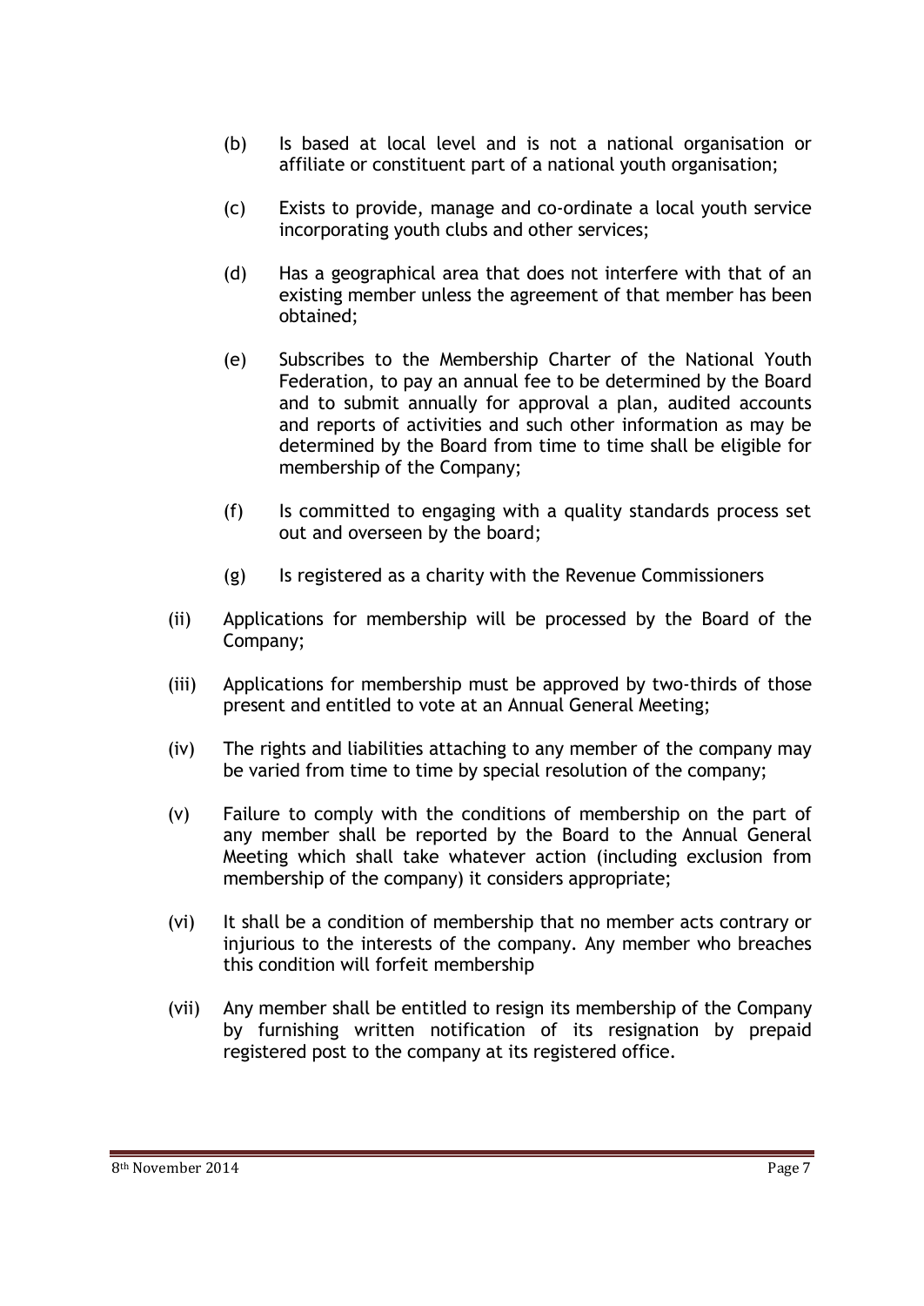- (b) Is based at local level and is not a national organisation or affiliate or constituent part of a national youth organisation;
- (c) Exists to provide, manage and co-ordinate a local youth service incorporating youth clubs and other services;
- (d) Has a geographical area that does not interfere with that of an existing member unless the agreement of that member has been obtained;
- (e) Subscribes to the Membership Charter of the National Youth Federation, to pay an annual fee to be determined by the Board and to submit annually for approval a plan, audited accounts and reports of activities and such other information as may be determined by the Board from time to time shall be eligible for membership of the Company;
- (f) Is committed to engaging with a quality standards process set out and overseen by the board;
- (g) Is registered as a charity with the Revenue Commissioners

(ii) Applications for membership will be processed by the Board of the Company;

(iii) Applications for membership must be approved by two-thirds of those present and entitled to vote at an Annual General Meeting;

(iv) The rights and liabilities attaching to any member of the company may be varied from time to time by special resolution of the company;

(v) Failure to comply with the conditions of membership on the part of any member shall be reported by the Board to the Annual General Meeting which shall take whatever action (including exclusion from membership of the company) it considers appropriate;

(vi) It shall be a condition of membership that no member acts contrary or injurious to the interests of the company. Any member who breaches this condition will forfeit membership

(vii) Any member shall be entitled to resign its membership of the Company by furnishing written notification of its resignation by prepaid registered post to the company at its registered office.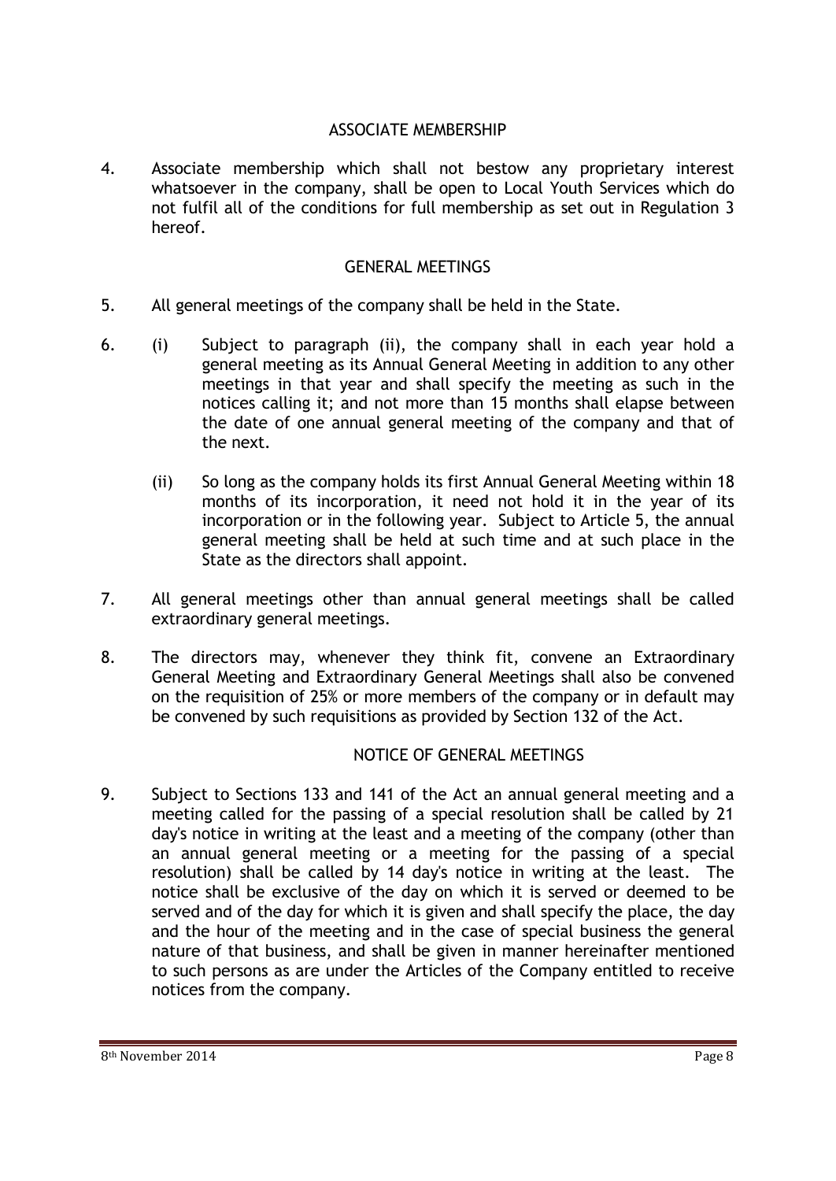## ASSOCIATE MEMBERSHIP

4. Associate membership which shall not bestow any proprietary interest whatsoever in the company, shall be open to Local Youth Services which do not fulfil all of the conditions for full membership as set out in Regulation 3 hereof.

## GENERAL MEETINGS

5. All general meetings of the company shall be held in the State.

6. (i) Subject to paragraph (ii), the company shall in each year hold a general meeting as its Annual General Meeting in addition to any other meetings in that year and shall specify the meeting as such in the notices calling it; and not more than 15 months shall elapse between the date of one annual general meeting of the company and that of the next.

   (ii) So long as the company holds its first Annual General Meeting within 18 months of its incorporation, it need not hold it in the year of its incorporation or in the following year. Subject to Article 5, the annual general meeting shall be held at such time and at such place in the State as the directors shall appoint.

7. All general meetings other than annual general meetings shall be called extraordinary general meetings.

8. The directors may, whenever they think fit, convene an Extraordinary General Meeting and Extraordinary General Meetings shall also be convened on the requisition of 25% or more members of the company or in default may be convened by such requisitions as provided by Section 132 of the Act.

## NOTICE OF GENERAL MEETINGS

9. Subject to Sections 133 and 141 of the Act an annual general meeting and a meeting called for the passing of a special resolution shall be called by 21 day's notice in writing at the least and a meeting of the company (other than an annual general meeting or a meeting for the passing of a special resolution) shall be called by 14 day's notice in writing at the least. The notice shall be exclusive of the day on which it is served or deemed to be served and of the day for which it is given and shall specify the place, the day and the hour of the meeting and in the case of special business the general nature of that business, and shall be given in manner hereinafter mentioned to such persons as are under the Articles of the Company entitled to receive notices from the company.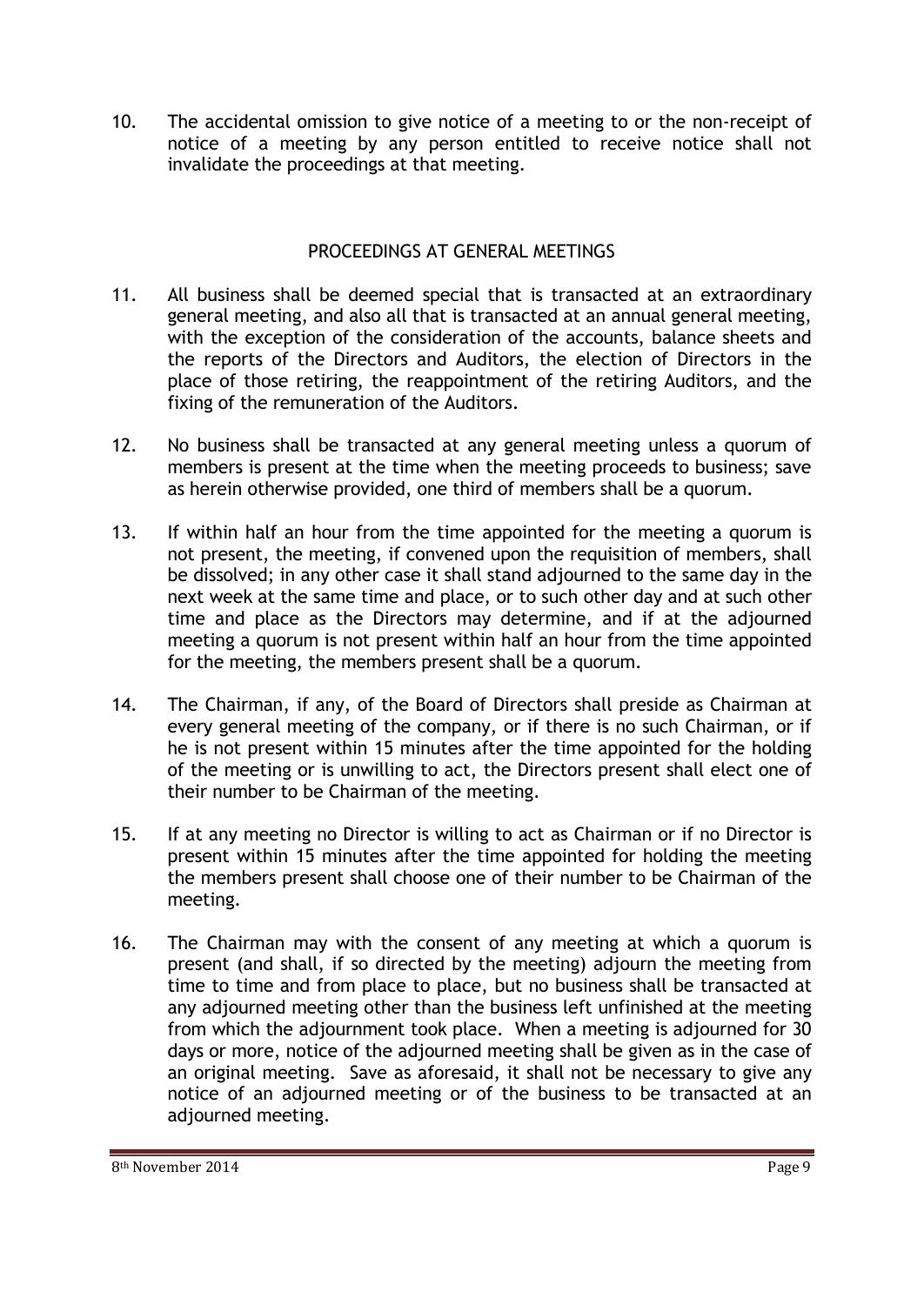10. The accidental omission to give notice of a meeting to or the non-receipt of notice of a meeting by any person entitled to receive notice shall not invalidate the proceedings at that meeting.

## PROCEEDINGS AT GENERAL MEETINGS

11. All business shall be deemed special that is transacted at an extraordinary general meeting, and also all that is transacted at an annual general meeting, with the exception of the consideration of the accounts, balance sheets and the reports of the Directors and Auditors, the election of Directors in the place of those retiring, the reappointment of the retiring Auditors, and the fixing of the remuneration of the Auditors.

12. No business shall be transacted at any general meeting unless a quorum of members is present at the time when the meeting proceeds to business; save as herein otherwise provided, one third of members shall be a quorum.

13. If within half an hour from the time appointed for the meeting a quorum is not present, the meeting, if convened upon the requisition of members, shall be dissolved; in any other case it shall stand adjourned to the same day in the next week at the same time and place, or to such other day and at such other time and place as the Directors may determine, and if at the adjourned meeting a quorum is not present within half an hour from the time appointed for the meeting, the members present shall be a quorum.

14. The Chairman, if any, of the Board of Directors shall preside as Chairman at every general meeting of the company, or if there is no such Chairman, or if he is not present within 15 minutes after the time appointed for the holding of the meeting or is unwilling to act, the Directors present shall elect one of their number to be Chairman of the meeting.

15. If at any meeting no Director is willing to act as Chairman or if no Director is present within 15 minutes after the time appointed for holding the meeting the members present shall choose one of their number to be Chairman of the meeting.

16. The Chairman may with the consent of any meeting at which a quorum is present (and shall, if so directed by the meeting) adjourn the meeting from time to time and from place to place, but no business shall be transacted at any adjourned meeting other than the business left unfinished at the meeting from which the adjournment took place. When a meeting is adjourned for 30 days or more, notice of the adjourned meeting shall be given as in the case of an original meeting. Save as aforesaid, it shall not be necessary to give any notice of an adjourned meeting or of the business to be transacted at an adjourned meeting.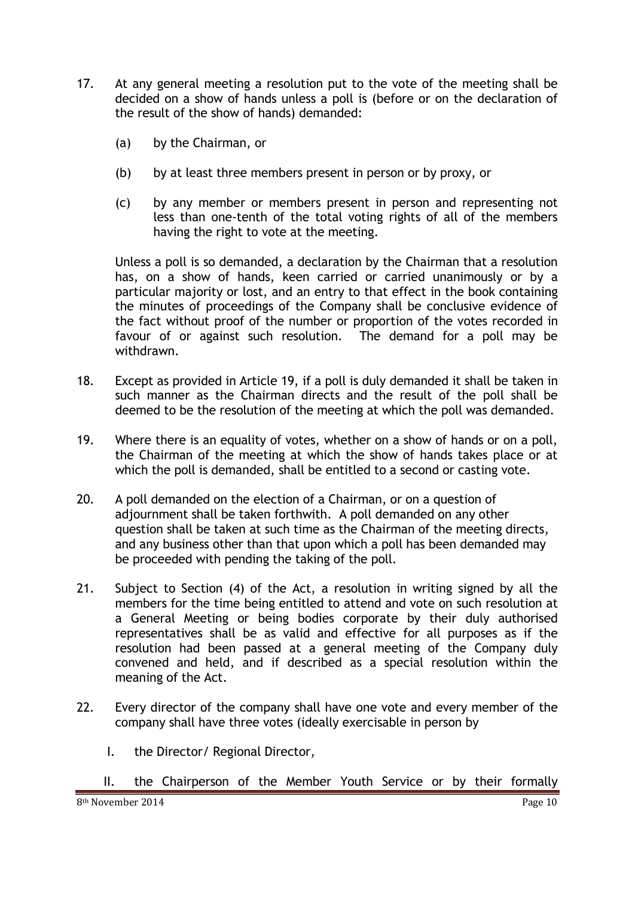17. At any general meeting a resolution put to the vote of the meeting shall be decided on a show of hands unless a poll is (before or on the declaration of the result of the show of hands) demanded:

    (a) by the Chairman, or

    (b) by at least three members present in person or by proxy, or

    (c) by any member or members present in person and representing not less than one-tenth of the total voting rights of all of the members having the right to vote at the meeting.

    Unless a poll is so demanded, a declaration by the Chairman that a resolution has, on a show of hands, keen carried or carried unanimously or by a particular majority or lost, and an entry to that effect in the book containing the minutes of proceedings of the Company shall be conclusive evidence of the fact without proof of the number or proportion of the votes recorded in favour of or against such resolution. The demand for a poll may be withdrawn.

18. Except as provided in Article 19, if a poll is duly demanded it shall be taken in such manner as the Chairman directs and the result of the poll shall be deemed to be the resolution of the meeting at which the poll was demanded.

19. Where there is an equality of votes, whether on a show of hands or on a poll, the Chairman of the meeting at which the show of hands takes place or at which the poll is demanded, shall be entitled to a second or casting vote.

20. A poll demanded on the election of a Chairman, or on a question of adjournment shall be taken forthwith. A poll demanded on any other question shall be taken at such time as the Chairman of the meeting directs, and any business other than that upon which a poll has been demanded may be proceeded with pending the taking of the poll.

21. Subject to Section (4) of the Act, a resolution in writing signed by all the members for the time being entitled to attend and vote on such resolution at a General Meeting or being bodies corporate by their duly authorised representatives shall be as valid and effective for all purposes as if the resolution had been passed at a general meeting of the Company duly convened and held, and if described as a special resolution within the meaning of the Act.

22. Every director of the company shall have one vote and every member of the company shall have three votes (ideally exercisable in person by

    I. the Director/ Regional Director,

    II. the Chairperson of the Member Youth Service or by their formally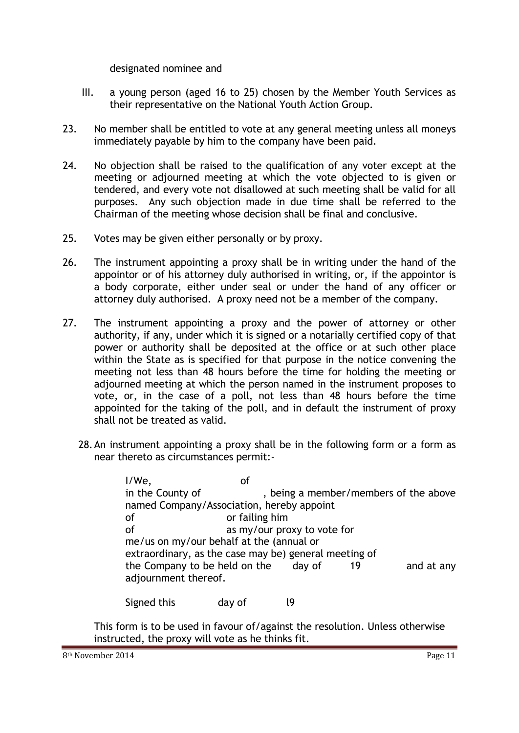designated nominee and

III. a young person (aged 16 to 25) chosen by the Member Youth Services as their representative on the National Youth Action Group.

23. No member shall be entitled to vote at any general meeting unless all moneys immediately payable by him to the company have been paid.

24. No objection shall be raised to the qualification of any voter except at the meeting or adjourned meeting at which the vote objected to is given or tendered, and every vote not disallowed at such meeting shall be valid for all purposes. Any such objection made in due time shall be referred to the Chairman of the meeting whose decision shall be final and conclusive.

25. Votes may be given either personally or by proxy.

26. The instrument appointing a proxy shall be in writing under the hand of the appointor or of his attorney duly authorised in writing, or, if the appointor is a body corporate, either under seal or under the hand of any officer or attorney duly authorised. A proxy need not be a member of the company.

27. The instrument appointing a proxy and the power of attorney or other authority, if any, under which it is signed or a notarially certified copy of that power or authority shall be deposited at the office or at such other place within the State as is specified for that purpose in the notice convening the meeting not less than 48 hours before the time for holding the meeting or adjourned meeting at which the person named in the instrument proposes to vote, or, in the case of a poll, not less than 48 hours before the time appointed for the taking of the poll, and in default the instrument of proxy shall not be treated as valid.

28. An instrument appointing a proxy shall be in the following form or a form as near thereto as circumstances permit:-

> I/We, of
> in the County of , being a member/members of the above named Company/Association, hereby appoint
> of or failing him
> of as my/our proxy to vote for
> me/us on my/our behalf at the (annual or extraordinary, as the case may be) general meeting of the Company to be held on the day of 19 and at any adjournment thereof.
>
> Signed this day of l9

This form is to be used in favour of/against the resolution. Unless otherwise instructed, the proxy will vote as he thinks fit.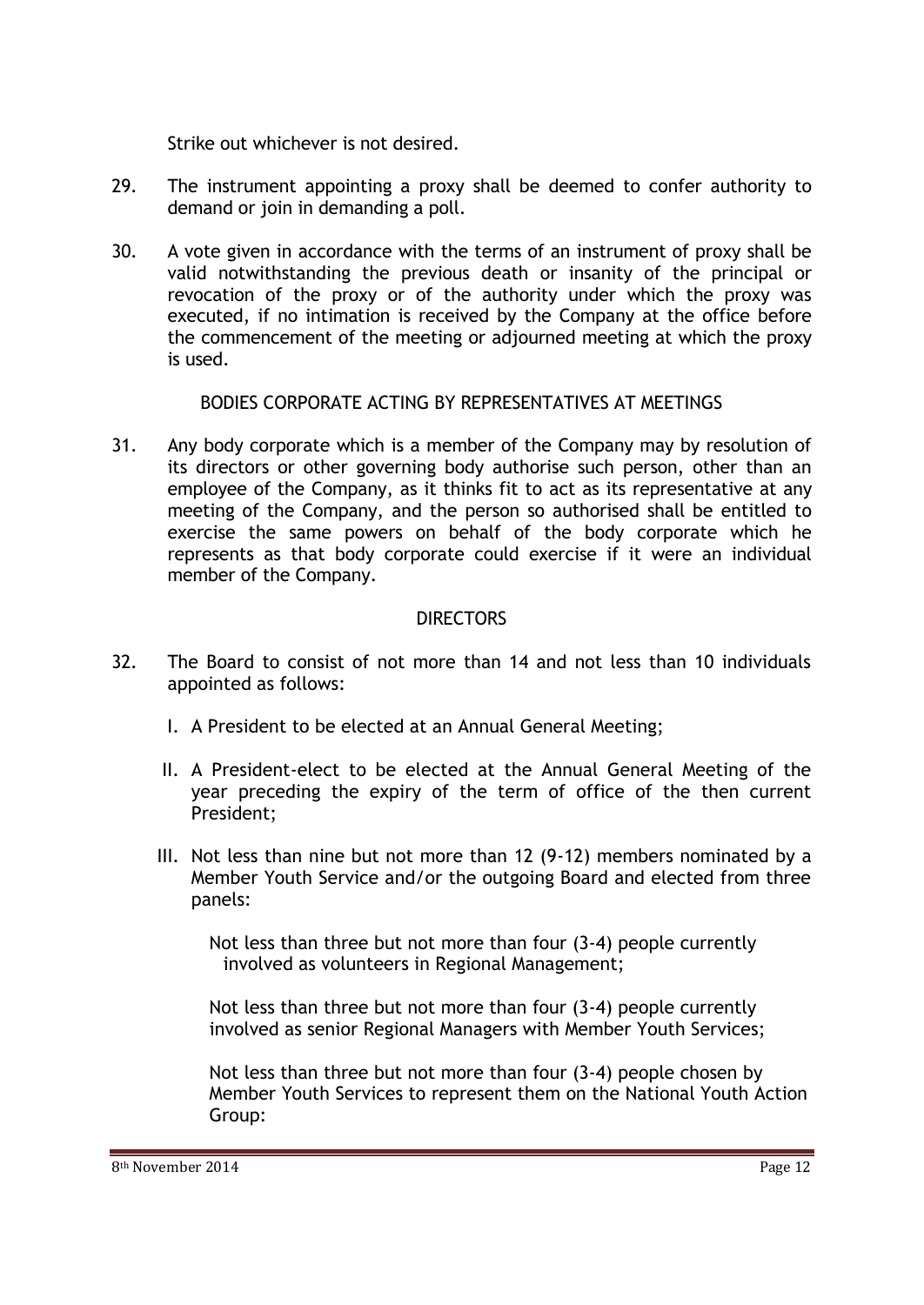Strike out whichever is not desired.

29. The instrument appointing a proxy shall be deemed to confer authority to demand or join in demanding a poll.

30. A vote given in accordance with the terms of an instrument of proxy shall be valid notwithstanding the previous death or insanity of the principal or revocation of the proxy or of the authority under which the proxy was executed, if no intimation is received by the Company at the office before the commencement of the meeting or adjourned meeting at which the proxy is used.

## BODIES CORPORATE ACTING BY REPRESENTATIVES AT MEETINGS

31. Any body corporate which is a member of the Company may by resolution of its directors or other governing body authorise such person, other than an employee of the Company, as it thinks fit to act as its representative at any meeting of the Company, and the person so authorised shall be entitled to exercise the same powers on behalf of the body corporate which he represents as that body corporate could exercise if it were an individual member of the Company.

## DIRECTORS

32. The Board to consist of not more than 14 and not less than 10 individuals appointed as follows:

    I. A President to be elected at an Annual General Meeting;

    II. A President-elect to be elected at the Annual General Meeting of the year preceding the expiry of the term of office of the then current President;

    III. Not less than nine but not more than 12 (9-12) members nominated by a Member Youth Service and/or the outgoing Board and elected from three panels:

        Not less than three but not more than four (3-4) people currently involved as volunteers in Regional Management;

        Not less than three but not more than four (3-4) people currently involved as senior Regional Managers with Member Youth Services;

        Not less than three but not more than four (3-4) people chosen by Member Youth Services to represent them on the National Youth Action Group: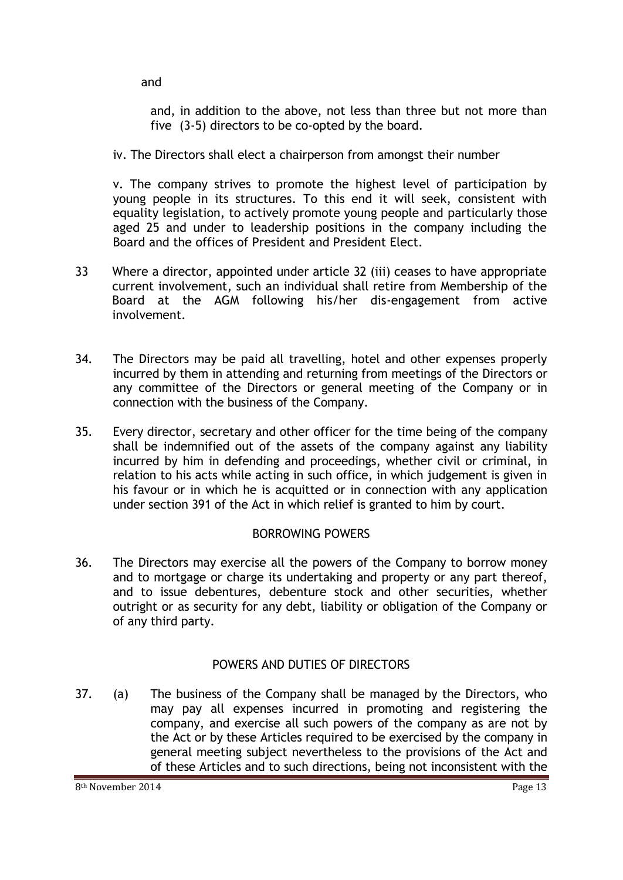and

and, in addition to the above, not less than three but not more than five (3-5) directors to be co-opted by the board.

iv. The Directors shall elect a chairperson from amongst their number

v. The company strives to promote the highest level of participation by young people in its structures. To this end it will seek, consistent with equality legislation, to actively promote young people and particularly those aged 25 and under to leadership positions in the company including the Board and the offices of President and President Elect.

33 Where a director, appointed under article 32 (iii) ceases to have appropriate current involvement, such an individual shall retire from Membership of the Board at the AGM following his/her dis-engagement from active involvement.

34. The Directors may be paid all travelling, hotel and other expenses properly incurred by them in attending and returning from meetings of the Directors or any committee of the Directors or general meeting of the Company or in connection with the business of the Company.

35. Every director, secretary and other officer for the time being of the company shall be indemnified out of the assets of the company against any liability incurred by him in defending and proceedings, whether civil or criminal, in relation to his acts while acting in such office, in which judgement is given in his favour or in which he is acquitted or in connection with any application under section 391 of the Act in which relief is granted to him by court.

## BORROWING POWERS

36. The Directors may exercise all the powers of the Company to borrow money and to mortgage or charge its undertaking and property or any part thereof, and to issue debentures, debenture stock and other securities, whether outright or as security for any debt, liability or obligation of the Company or of any third party.

## POWERS AND DUTIES OF DIRECTORS

37. (a) The business of the Company shall be managed by the Directors, who may pay all expenses incurred in promoting and registering the company, and exercise all such powers of the company as are not by the Act or by these Articles required to be exercised by the company in general meeting subject nevertheless to the provisions of the Act and of these Articles and to such directions, being not inconsistent with the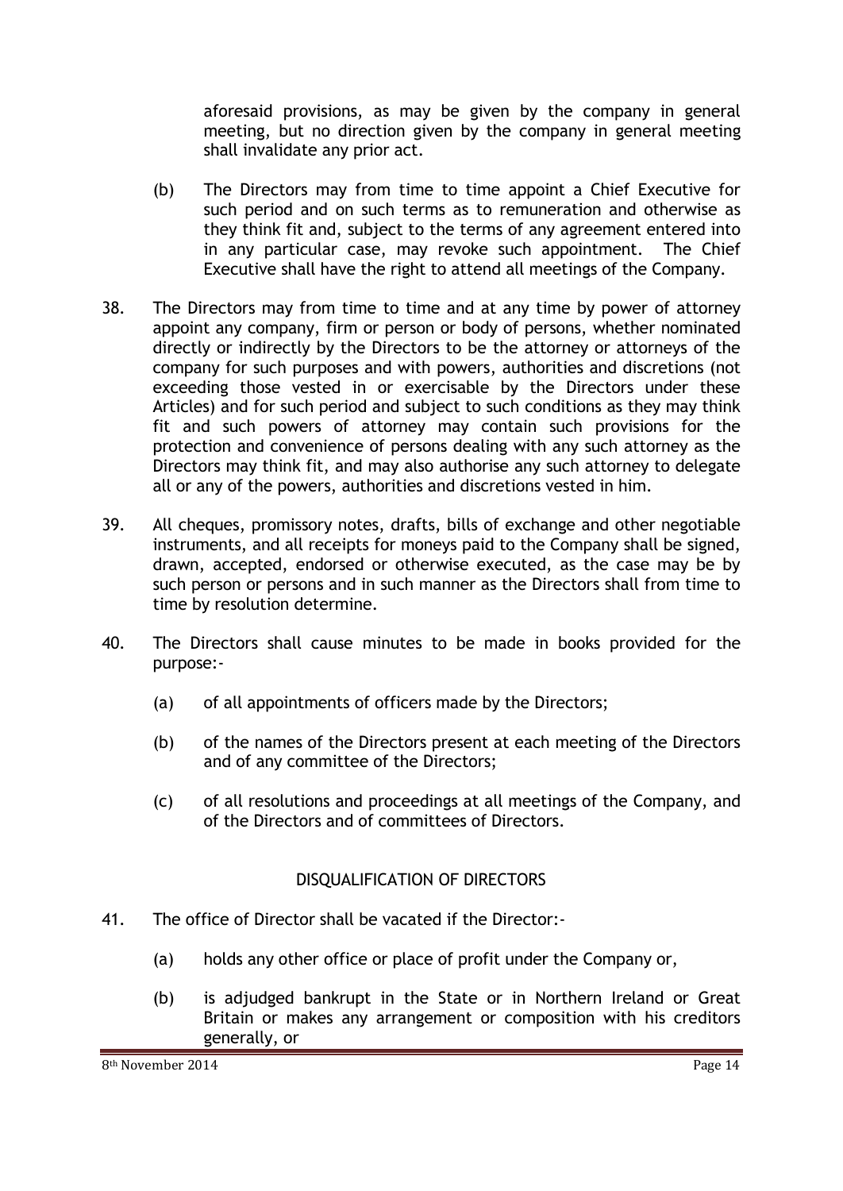aforesaid provisions, as may be given by the company in general meeting, but no direction given by the company in general meeting shall invalidate any prior act.

(b) The Directors may from time to time appoint a Chief Executive for such period and on such terms as to remuneration and otherwise as they think fit and, subject to the terms of any agreement entered into in any particular case, may revoke such appointment. The Chief Executive shall have the right to attend all meetings of the Company.

38. The Directors may from time to time and at any time by power of attorney appoint any company, firm or person or body of persons, whether nominated directly or indirectly by the Directors to be the attorney or attorneys of the company for such purposes and with powers, authorities and discretions (not exceeding those vested in or exercisable by the Directors under these Articles) and for such period and subject to such conditions as they may think fit and such powers of attorney may contain such provisions for the protection and convenience of persons dealing with any such attorney as the Directors may think fit, and may also authorise any such attorney to delegate all or any of the powers, authorities and discretions vested in him.

39. All cheques, promissory notes, drafts, bills of exchange and other negotiable instruments, and all receipts for moneys paid to the Company shall be signed, drawn, accepted, endorsed or otherwise executed, as the case may be by such person or persons and in such manner as the Directors shall from time to time by resolution determine.

40. The Directors shall cause minutes to be made in books provided for the purpose:-

(a) of all appointments of officers made by the Directors;

(b) of the names of the Directors present at each meeting of the Directors and of any committee of the Directors;

(c) of all resolutions and proceedings at all meetings of the Company, and of the Directors and of committees of Directors.

## DISQUALIFICATION OF DIRECTORS

41. The office of Director shall be vacated if the Director:-

(a) holds any other office or place of profit under the Company or,

(b) is adjudged bankrupt in the State or in Northern Ireland or Great Britain or makes any arrangement or composition with his creditors generally, or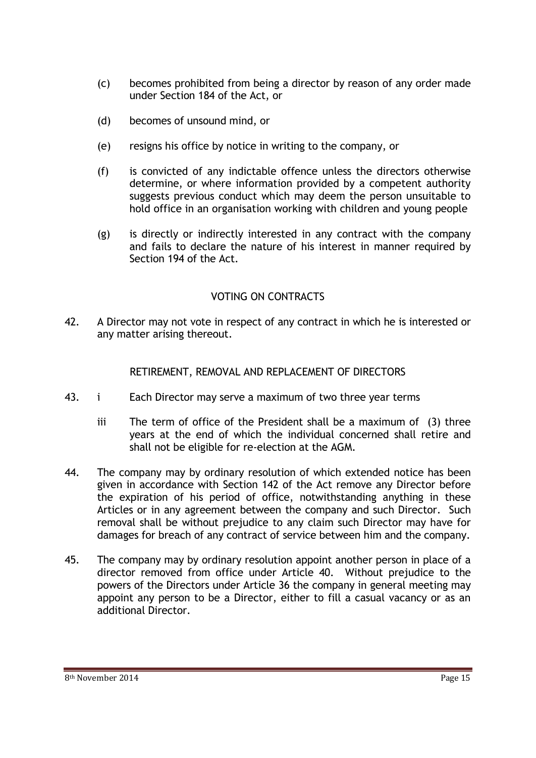(c) becomes prohibited from being a director by reason of any order made under Section 184 of the Act, or

(d) becomes of unsound mind, or

(e) resigns his office by notice in writing to the company, or

(f) is convicted of any indictable offence unless the directors otherwise determine, or where information provided by a competent authority suggests previous conduct which may deem the person unsuitable to hold office in an organisation working with children and young people

(g) is directly or indirectly interested in any contract with the company and fails to declare the nature of his interest in manner required by Section 194 of the Act.

## VOTING ON CONTRACTS

42. A Director may not vote in respect of any contract in which he is interested or any matter arising thereout.

## RETIREMENT, REMOVAL AND REPLACEMENT OF DIRECTORS

43. i Each Director may serve a maximum of two three year terms

    iii The term of office of the President shall be a maximum of (3) three years at the end of which the individual concerned shall retire and shall not be eligible for re-election at the AGM.

44. The company may by ordinary resolution of which extended notice has been given in accordance with Section 142 of the Act remove any Director before the expiration of his period of office, notwithstanding anything in these Articles or in any agreement between the company and such Director. Such removal shall be without prejudice to any claim such Director may have for damages for breach of any contract of service between him and the company.

45. The company may by ordinary resolution appoint another person in place of a director removed from office under Article 40. Without prejudice to the powers of the Directors under Article 36 the company in general meeting may appoint any person to be a Director, either to fill a casual vacancy or as an additional Director.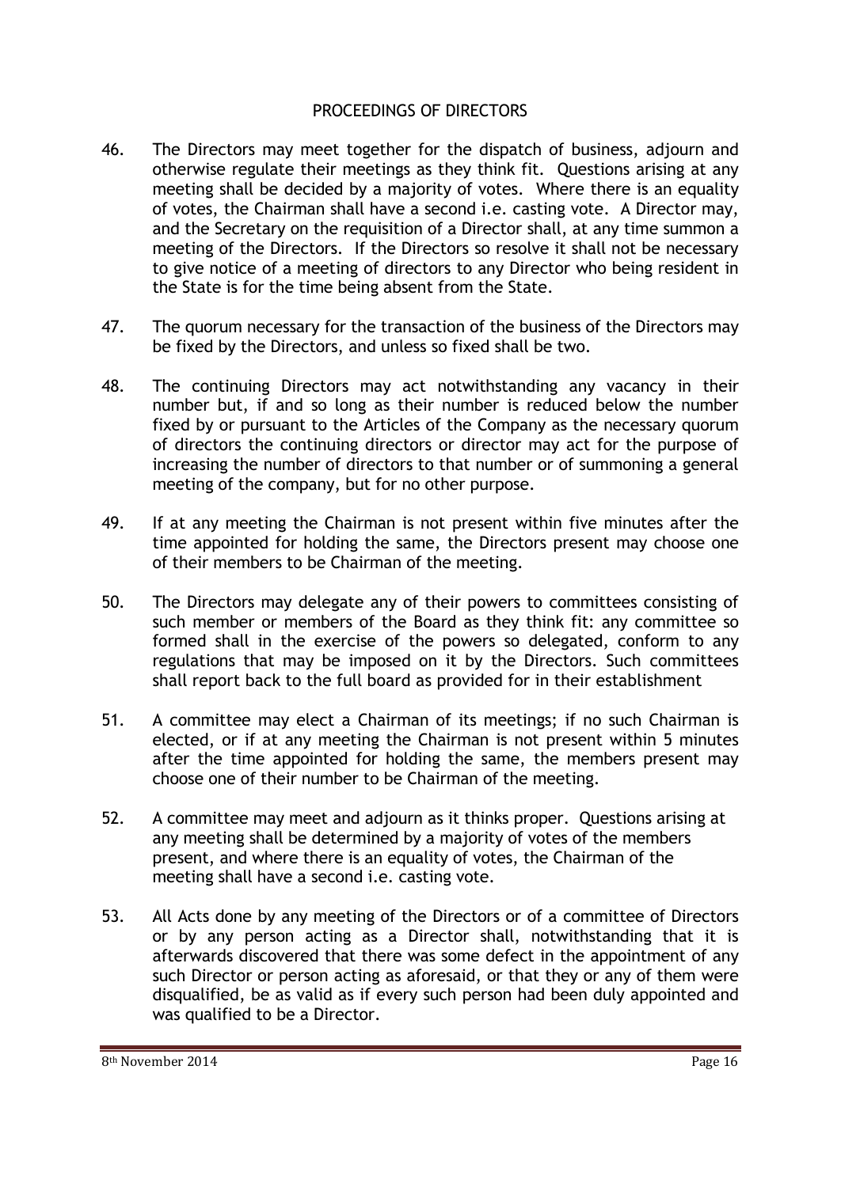## PROCEEDINGS OF DIRECTORS

46. The Directors may meet together for the dispatch of business, adjourn and otherwise regulate their meetings as they think fit. Questions arising at any meeting shall be decided by a majority of votes. Where there is an equality of votes, the Chairman shall have a second i.e. casting vote. A Director may, and the Secretary on the requisition of a Director shall, at any time summon a meeting of the Directors. If the Directors so resolve it shall not be necessary to give notice of a meeting of directors to any Director who being resident in the State is for the time being absent from the State.

47. The quorum necessary for the transaction of the business of the Directors may be fixed by the Directors, and unless so fixed shall be two.

48. The continuing Directors may act notwithstanding any vacancy in their number but, if and so long as their number is reduced below the number fixed by or pursuant to the Articles of the Company as the necessary quorum of directors the continuing directors or director may act for the purpose of increasing the number of directors to that number or of summoning a general meeting of the company, but for no other purpose.

49. If at any meeting the Chairman is not present within five minutes after the time appointed for holding the same, the Directors present may choose one of their members to be Chairman of the meeting.

50. The Directors may delegate any of their powers to committees consisting of such member or members of the Board as they think fit: any committee so formed shall in the exercise of the powers so delegated, conform to any regulations that may be imposed on it by the Directors. Such committees shall report back to the full board as provided for in their establishment

51. A committee may elect a Chairman of its meetings; if no such Chairman is elected, or if at any meeting the Chairman is not present within 5 minutes after the time appointed for holding the same, the members present may choose one of their number to be Chairman of the meeting.

52. A committee may meet and adjourn as it thinks proper. Questions arising at any meeting shall be determined by a majority of votes of the members present, and where there is an equality of votes, the Chairman of the meeting shall have a second i.e. casting vote.

53. All Acts done by any meeting of the Directors or of a committee of Directors or by any person acting as a Director shall, notwithstanding that it is afterwards discovered that there was some defect in the appointment of any such Director or person acting as aforesaid, or that they or any of them were disqualified, be as valid as if every such person had been duly appointed and was qualified to be a Director.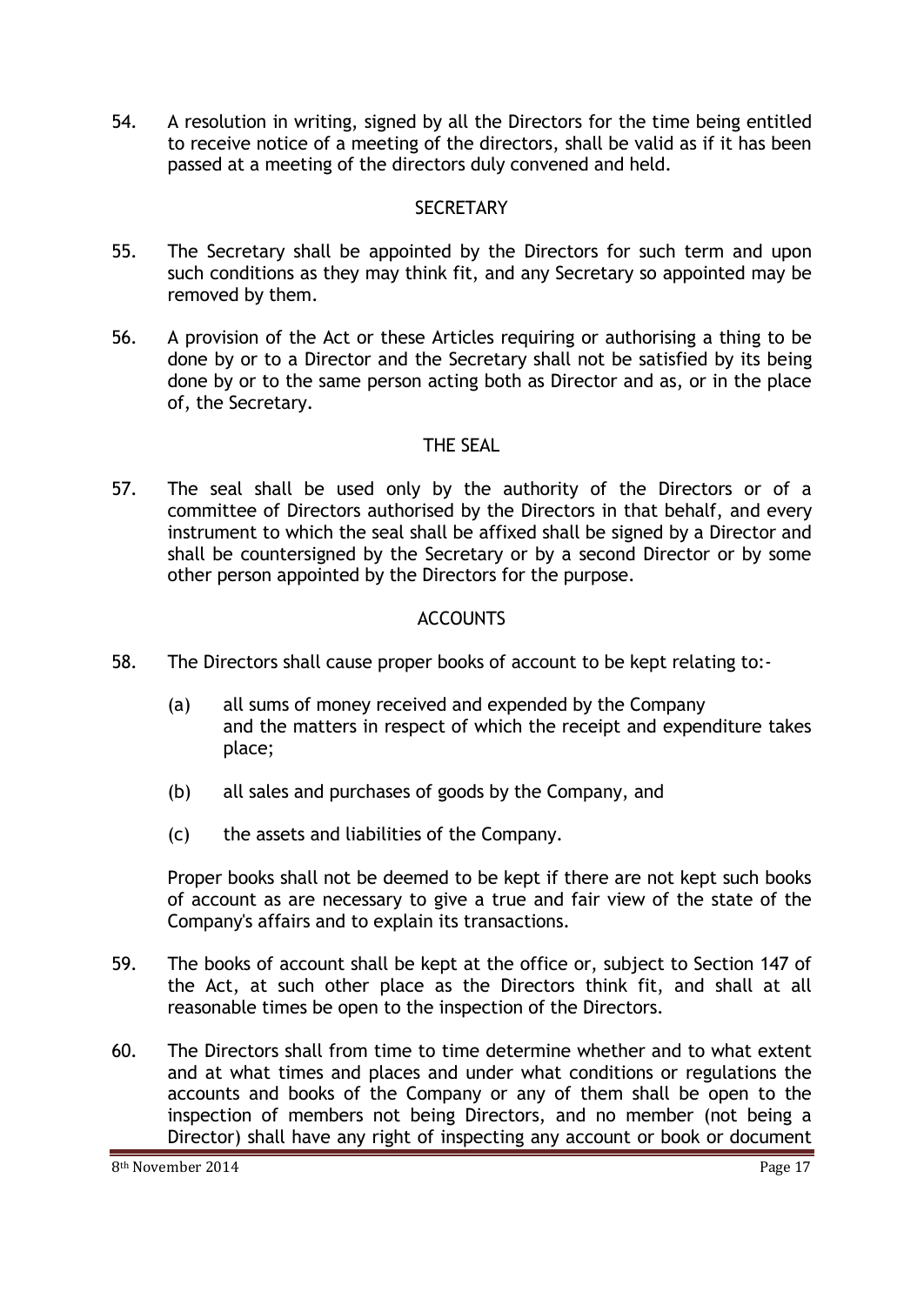54. A resolution in writing, signed by all the Directors for the time being entitled to receive notice of a meeting of the directors, shall be valid as if it has been passed at a meeting of the directors duly convened and held.

## SECRETARY

55. The Secretary shall be appointed by the Directors for such term and upon such conditions as they may think fit, and any Secretary so appointed may be removed by them.

56. A provision of the Act or these Articles requiring or authorising a thing to be done by or to a Director and the Secretary shall not be satisfied by its being done by or to the same person acting both as Director and as, or in the place of, the Secretary.

## THE SEAL

57. The seal shall be used only by the authority of the Directors or of a committee of Directors authorised by the Directors in that behalf, and every instrument to which the seal shall be affixed shall be signed by a Director and shall be countersigned by the Secretary or by a second Director or by some other person appointed by the Directors for the purpose.

## ACCOUNTS

58. The Directors shall cause proper books of account to be kept relating to:-

    (a) all sums of money received and expended by the Company and the matters in respect of which the receipt and expenditure takes place;

    (b) all sales and purchases of goods by the Company, and

    (c) the assets and liabilities of the Company.

    Proper books shall not be deemed to be kept if there are not kept such books of account as are necessary to give a true and fair view of the state of the Company's affairs and to explain its transactions.

59. The books of account shall be kept at the office or, subject to Section 147 of the Act, at such other place as the Directors think fit, and shall at all reasonable times be open to the inspection of the Directors.

60. The Directors shall from time to time determine whether and to what extent and at what times and places and under what conditions or regulations the accounts and books of the Company or any of them shall be open to the inspection of members not being Directors, and no member (not being a Director) shall have any right of inspecting any account or book or document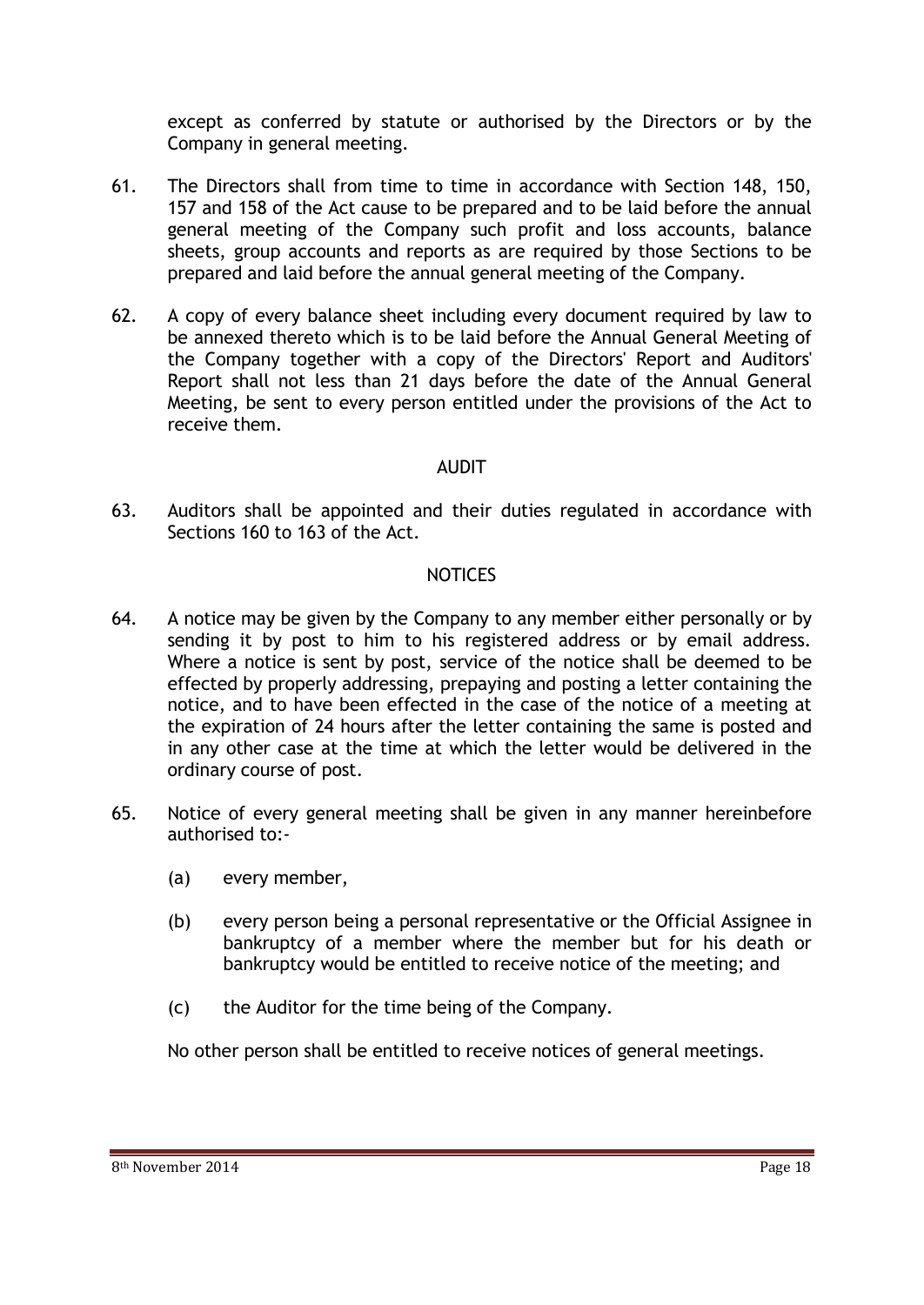except as conferred by statute or authorised by the Directors or by the Company in general meeting.

61. The Directors shall from time to time in accordance with Section 148, 150, 157 and 158 of the Act cause to be prepared and to be laid before the annual general meeting of the Company such profit and loss accounts, balance sheets, group accounts and reports as are required by those Sections to be prepared and laid before the annual general meeting of the Company.

62. A copy of every balance sheet including every document required by law to be annexed thereto which is to be laid before the Annual General Meeting of the Company together with a copy of the Directors' Report and Auditors' Report shall not less than 21 days before the date of the Annual General Meeting, be sent to every person entitled under the provisions of the Act to receive them.

## AUDIT

63. Auditors shall be appointed and their duties regulated in accordance with Sections 160 to 163 of the Act.

## NOTICES

64. A notice may be given by the Company to any member either personally or by sending it by post to him to his registered address or by email address. Where a notice is sent by post, service of the notice shall be deemed to be effected by properly addressing, prepaying and posting a letter containing the notice, and to have been effected in the case of the notice of a meeting at the expiration of 24 hours after the letter containing the same is posted and in any other case at the time at which the letter would be delivered in the ordinary course of post.

65. Notice of every general meeting shall be given in any manner hereinbefore authorised to:-

    (a) every member,

    (b) every person being a personal representative or the Official Assignee in bankruptcy of a member where the member but for his death or bankruptcy would be entitled to receive notice of the meeting; and

    (c) the Auditor for the time being of the Company.

    No other person shall be entitled to receive notices of general meetings.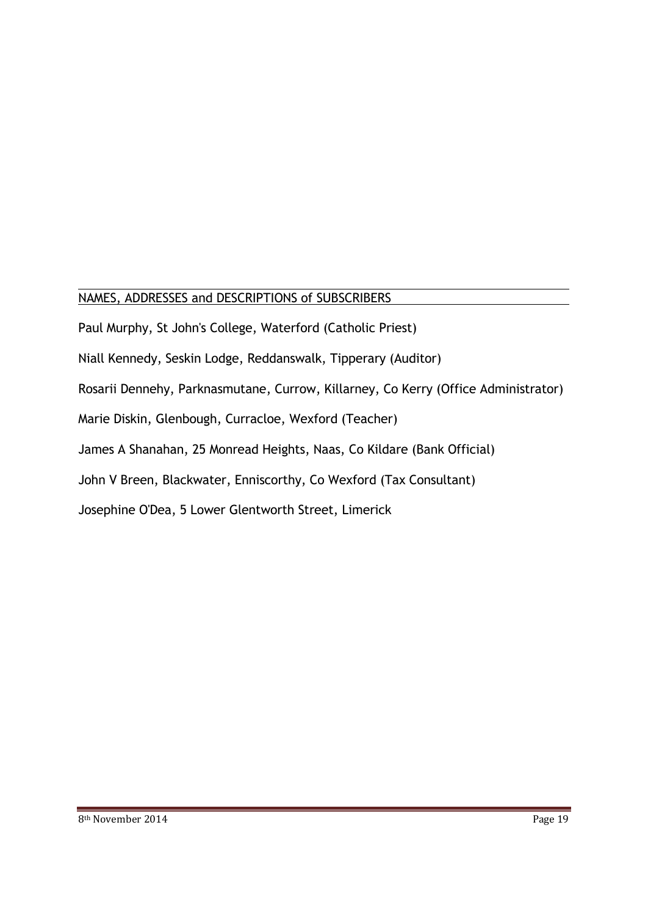NAMES, ADDRESSES and DESCRIPTIONS of SUBSCRIBERS

Paul Murphy, St John's College, Waterford (Catholic Priest)

Niall Kennedy, Seskin Lodge, Reddanswalk, Tipperary (Auditor)

Rosarii Dennehy, Parknasmutane, Currow, Killarney, Co Kerry (Office Administrator)

Marie Diskin, Glenbough, Curracloe, Wexford (Teacher)

James A Shanahan, 25 Monread Heights, Naas, Co Kildare (Bank Official)

John V Breen, Blackwater, Enniscorthy, Co Wexford (Tax Consultant)

Josephine O'Dea, 5 Lower Glentworth Street, Limerick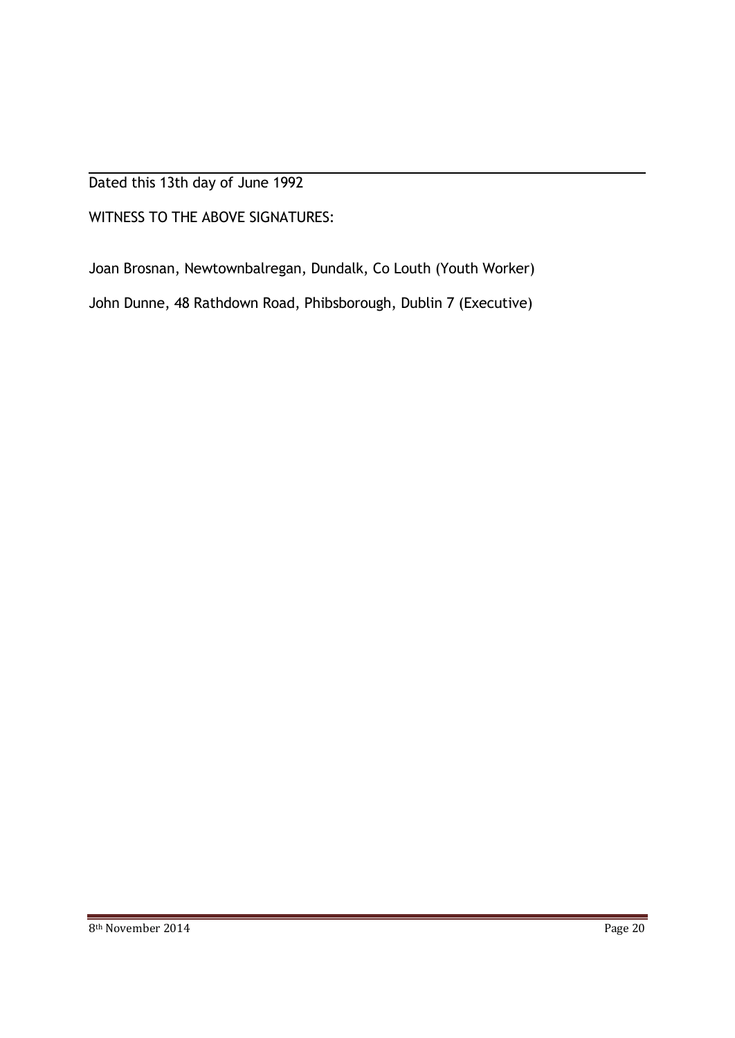Dated this 13th day of June 1992

WITNESS TO THE ABOVE SIGNATURES:

Joan Brosnan, Newtownbalregan, Dundalk, Co Louth (Youth Worker)

John Dunne, 48 Rathdown Road, Phibsborough, Dublin 7 (Executive)